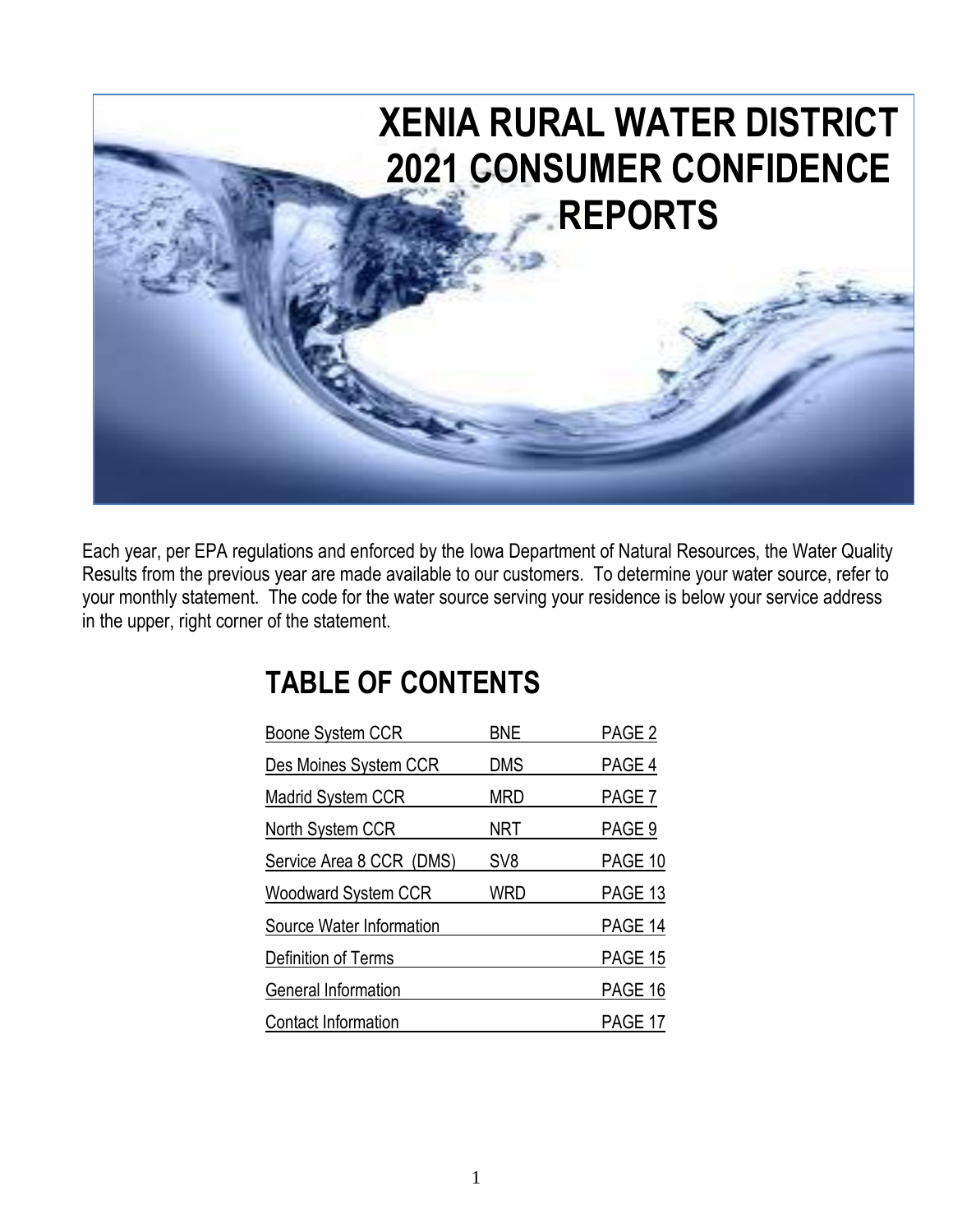# XENIA RURAL WATER DISTRICT 2021 CONSUMER CONFIDENCE REPORTS

Each year, per EPA regulations and enforced by the Iowa Department of Natural Resources, the Water Quality Results from the previous year are made available to our customers. To determine your water source, refer to your monthly statement. The code for the water source serving your residence is below your service address in the upper, right corner of the statement.

## TABLE OF CONTENTS

| | | |
|---|---|---|
| Boone System CCR | BNE | PAGE 2 |
| Des Moines System CCR | DMS | PAGE 4 |
| Madrid System CCR | MRD | PAGE 7 |
| North System CCR | NRT | PAGE 9 |
| Service Area 8 CCR (DMS) | SV8 | PAGE 10 |
| Woodward System CCR | WRD | PAGE 13 |
| Source Water Information | | PAGE 14 |
| Definition of Terms | | PAGE 15 |
| General Information | | PAGE 16 |
| Contact Information | | PAGE 17 |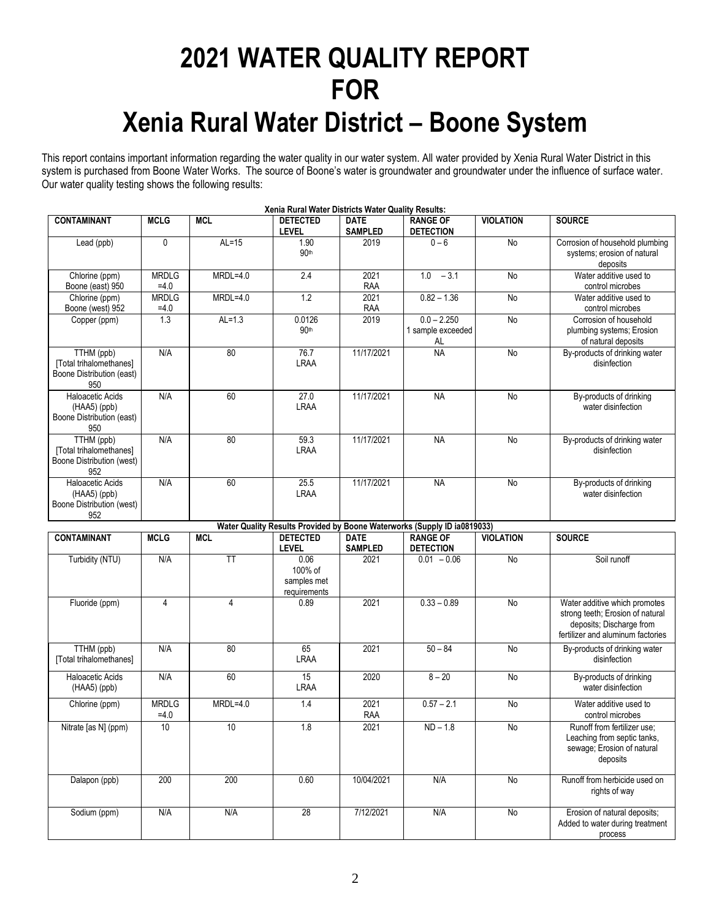# 2021 WATER QUALITY REPORT FOR Xenia Rural Water District – Boone System

This report contains important information regarding the water quality in our water system. All water provided by Xenia Rural Water District in this system is purchased from Boone Water Works. The source of Boone's water is groundwater and groundwater under the influence of surface water. Our water quality testing shows the following results:

**Xenia Rural Water Districts Water Quality Results:**

| CONTAMINANT | MCLG | MCL | DETECTED LEVEL | DATE SAMPLED | RANGE OF DETECTION | VIOLATION | SOURCE |
|---|---|---|---|---|---|---|---|
| Lead (ppb) | 0 | AL=15 | 1.90 90th | 2019 | 0 – 6 | No | Corrosion of household plumbing systems; erosion of natural deposits |
| Chlorine (ppm) Boone (east) 950 | MRDLG =4.0 | MRDL=4.0 | 2.4 | 2021 RAA | 1.0 – 3.1 | No | Water additive used to control microbes |
| Chlorine (ppm) Boone (west) 952 | MRDLG =4.0 | MRDL=4.0 | 1.2 | 2021 RAA | 0.82 – 1.36 | No | Water additive used to control microbes |
| Copper (ppm) | 1.3 | AL=1.3 | 0.0126 90th | 2019 | 0.0 – 2.250 1 sample exceeded AL | No | Corrosion of household plumbing systems; Erosion of natural deposits |
| TTHM (ppb) [Total trihalomethanes] Boone Distribution (east) 950 | N/A | 80 | 76.7 LRAA | 11/17/2021 | NA | No | By-products of drinking water disinfection |
| Haloacetic Acids (HAA5) (ppb) Boone Distribution (east) 950 | N/A | 60 | 27.0 LRAA | 11/17/2021 | NA | No | By-products of drinking water disinfection |
| TTHM (ppb) [Total trihalomethanes] Boone Distribution (west) 952 | N/A | 80 | 59.3 LRAA | 11/17/2021 | NA | No | By-products of drinking water disinfection |
| Haloacetic Acids (HAA5) (ppb) Boone Distribution (west) 952 | N/A | 60 | 25.5 LRAA | 11/17/2021 | NA | No | By-products of drinking water disinfection |

**Water Quality Results Provided by Boone Waterworks (Supply ID ia0819033)**

| CONTAMINANT | MCLG | MCL | DETECTED LEVEL | DATE SAMPLED | RANGE OF DETECTION | VIOLATION | SOURCE |
|---|---|---|---|---|---|---|---|
| Turbidity (NTU) | N/A | TT | 0.06 100% of samples met requirements | 2021 | 0.01 – 0.06 | No | Soil runoff |
| Fluoride (ppm) | 4 | 4 | 0.89 | 2021 | 0.33 – 0.89 | No | Water additive which promotes strong teeth; Erosion of natural deposits; Discharge from fertilizer and aluminum factories |
| TTHM (ppb) [Total trihalomethanes] | N/A | 80 | 65 LRAA | 2021 | 50 – 84 | No | By-products of drinking water disinfection |
| Haloacetic Acids (HAA5) (ppb) | N/A | 60 | 15 LRAA | 2020 | 8 – 20 | No | By-products of drinking water disinfection |
| Chlorine (ppm) | MRDLG =4.0 | MRDL=4.0 | 1.4 | 2021 RAA | 0.57 – 2.1 | No | Water additive used to control microbes |
| Nitrate [as N] (ppm) | 10 | 10 | 1.8 | 2021 | ND – 1.8 | No | Runoff from fertilizer use; Leaching from septic tanks, sewage; Erosion of natural deposits |
| Dalapon (ppb) | 200 | 200 | 0.60 | 10/04/2021 | N/A | No | Runoff from herbicide used on rights of way |
| Sodium (ppm) | N/A | N/A | 28 | 7/12/2021 | N/A | No | Erosion of natural deposits; Added to water during treatment process |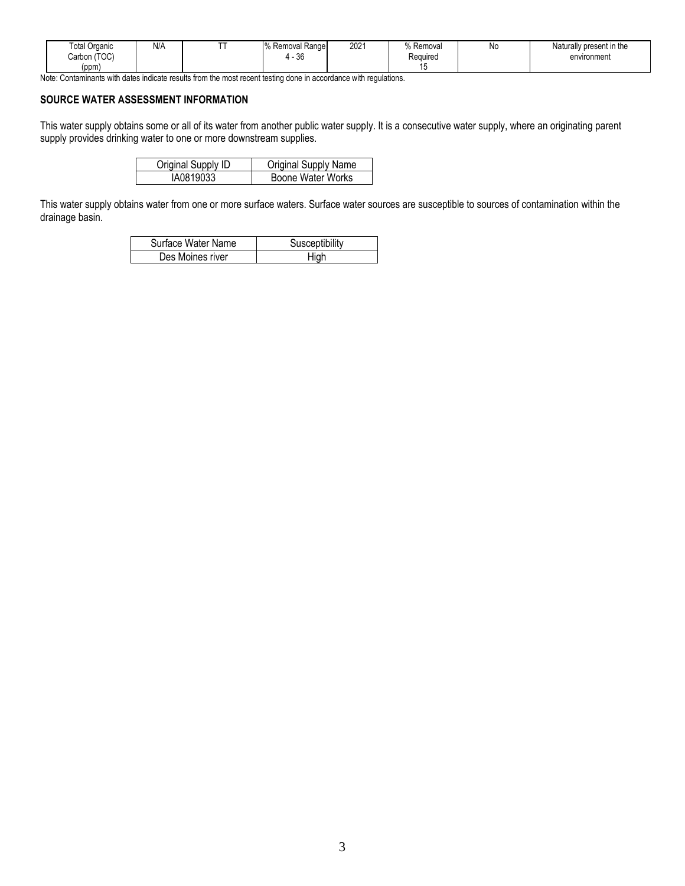| Total Organic Carbon (TOC) (ppm) | N/A | TT | % Removal Range 4 - 36 | 2021 | % Removal Required 15 | No | Naturally present in the environment |
|---|---|---|---|---|---|---|---|

Note: Contaminants with dates indicate results from the most recent testing done in accordance with regulations.

**SOURCE WATER ASSESSMENT INFORMATION**

This water supply obtains some or all of its water from another public water supply. It is a consecutive water supply, where an originating parent supply provides drinking water to one or more downstream supplies.

| Original Supply ID | Original Supply Name |
|---|---|
| IA0819033 | Boone Water Works |

This water supply obtains water from one or more surface waters. Surface water sources are susceptible to sources of contamination within the drainage basin.

| Surface Water Name | Susceptibility |
|---|---|
| Des Moines river | High |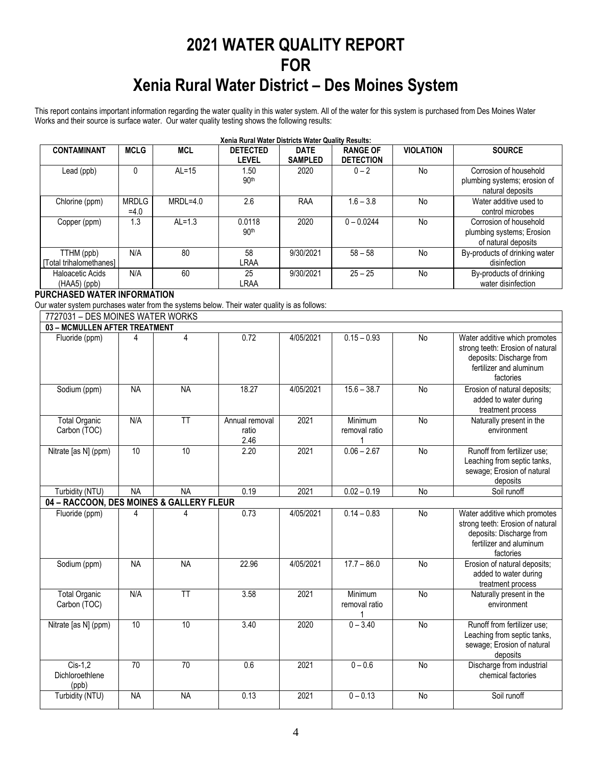# 2021 WATER QUALITY REPORT
# FOR
# Xenia Rural Water District – Des Moines System

This report contains important information regarding the water quality in this water system. All of the water for this system is purchased from Des Moines Water Works and their source is surface water. Our water quality testing shows the following results:

**Xenia Rural Water Districts Water Quality Results:**

| CONTAMINANT | MCLG | MCL | DETECTED LEVEL | DATE SAMPLED | RANGE OF DETECTION | VIOLATION | SOURCE |
|---|---|---|---|---|---|---|---|
| Lead (ppb) | 0 | AL=15 | 1.50 90th | 2020 | 0 – 2 | No | Corrosion of household plumbing systems; erosion of natural deposits |
| Chlorine (ppm) | MRDLG =4.0 | MRDL=4.0 | 2.6 | RAA | 1.6 – 3.8 | No | Water additive used to control microbes |
| Copper (ppm) | 1.3 | AL=1.3 | 0.0118 90th | 2020 | 0 – 0.0244 | No | Corrosion of household plumbing systems; Erosion of natural deposits |
| TTHM (ppb) [Total trihalomethanes] | N/A | 80 | 58 LRAA | 9/30/2021 | 58 – 58 | No | By-products of drinking water disinfection |
| Haloacetic Acids (HAA5) (ppb) | N/A | 60 | 25 LRAA | 9/30/2021 | 25 – 25 | No | By-products of drinking water disinfection |

**PURCHASED WATER INFORMATION**

Our water system purchases water from the systems below. Their water quality is as follows:

| 7727031 – DES MOINES WATER WORKS | | | | | | | |
|---|---|---|---|---|---|---|---|
| **03 – MCMULLEN AFTER TREATMENT** | | | | | | | |
| Fluoride (ppm) | 4 | 4 | 0.72 | 4/05/2021 | 0.15 – 0.93 | No | Water additive which promotes strong teeth: Erosion of natural deposits: Discharge from fertilizer and aluminum factories |
| Sodium (ppm) | NA | NA | 18.27 | 4/05/2021 | 15.6 – 38.7 | No | Erosion of natural deposits; added to water during treatment process |
| Total Organic Carbon (TOC) | N/A | TT | Annual removal ratio 2.46 | 2021 | Minimum removal ratio 1 | No | Naturally present in the environment |
| Nitrate [as N] (ppm) | 10 | 10 | 2.20 | 2021 | 0.06 – 2.67 | No | Runoff from fertilizer use; Leaching from septic tanks, sewage; Erosion of natural deposits |
| Turbidity (NTU) | NA | NA | 0.19 | 2021 | 0.02 – 0.19 | No | Soil runoff |
| **04 – RACCOON, DES MOINES & GALLERY FLEUR** | | | | | | | |
| Fluoride (ppm) | 4 | 4 | 0.73 | 4/05/2021 | 0.14 – 0.83 | No | Water additive which promotes strong teeth: Erosion of natural deposits: Discharge from fertilizer and aluminum factories |
| Sodium (ppm) | NA | NA | 22.96 | 4/05/2021 | 17.7 – 86.0 | No | Erosion of natural deposits; added to water during treatment process |
| Total Organic Carbon (TOC) | N/A | TT | 3.58 | 2021 | Minimum removal ratio 1 | No | Naturally present in the environment |
| Nitrate [as N] (ppm) | 10 | 10 | 3.40 | 2020 | 0 – 3.40 | No | Runoff from fertilizer use; Leaching from septic tanks, sewage; Erosion of natural deposits |
| Cis-1,2 Dichloroethlene (ppb) | 70 | 70 | 0.6 | 2021 | 0 – 0.6 | No | Discharge from industrial chemical factories |
| Turbidity (NTU) | NA | NA | 0.13 | 2021 | 0 – 0.13 | No | Soil runoff |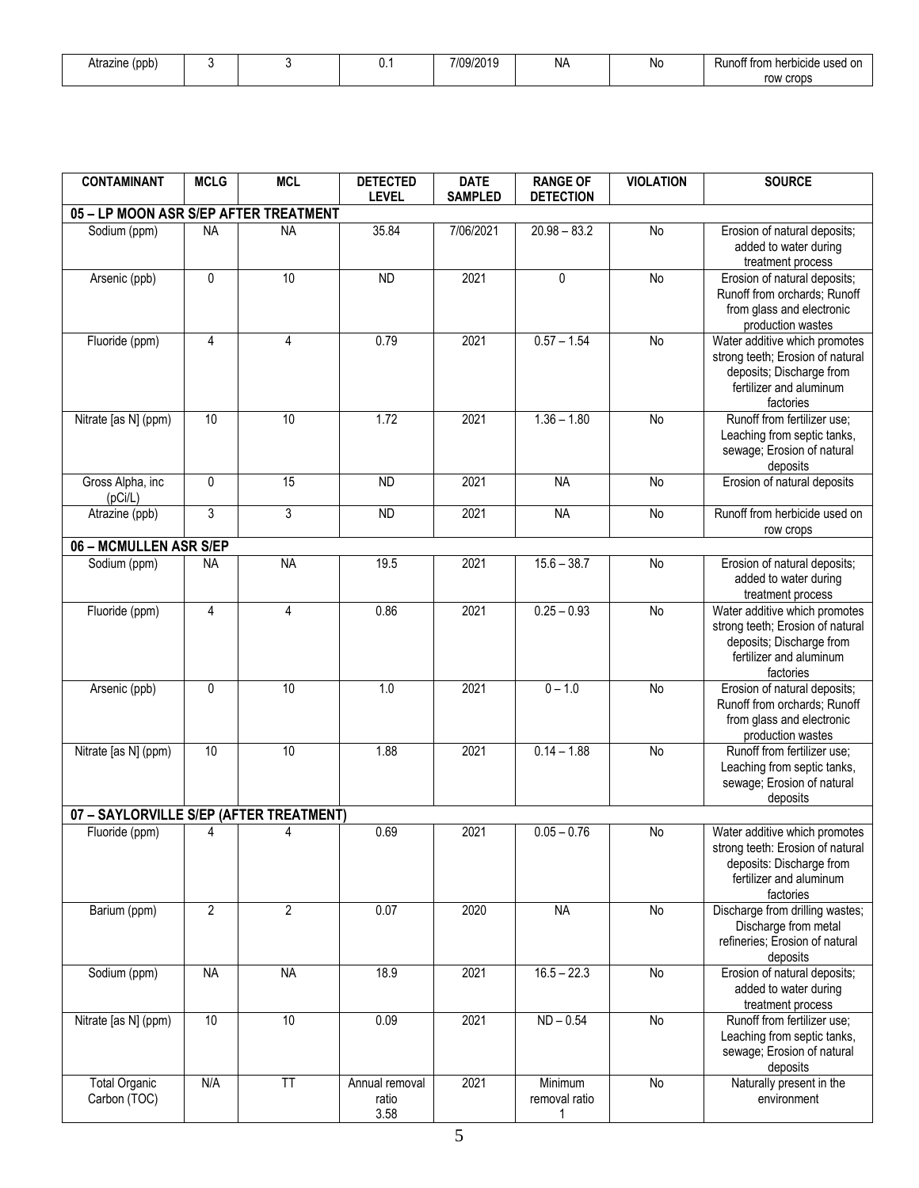| Atrazine (ppb) | 3 | 3 | 0.1 | 7/09/2019 | NA | No | Runoff from herbicide used on row crops |
|---|---|---|---|---|---|---|---|

| CONTAMINANT | MCLG | MCL | DETECTED LEVEL | DATE SAMPLED | RANGE OF DETECTION | VIOLATION | SOURCE |
|---|---|---|---|---|---|---|---|
| **05 – LP MOON ASR S/EP AFTER TREATMENT** | | | | | | | |
| Sodium (ppm) | NA | NA | 35.84 | 7/06/2021 | 20.98 – 83.2 | No | Erosion of natural deposits; added to water during treatment process |
| Arsenic (ppb) | 0 | 10 | ND | 2021 | 0 | No | Erosion of natural deposits; Runoff from orchards; Runoff from glass and electronic production wastes |
| Fluoride (ppm) | 4 | 4 | 0.79 | 2021 | 0.57 – 1.54 | No | Water additive which promotes strong teeth; Erosion of natural deposits; Discharge from fertilizer and aluminum factories |
| Nitrate [as N] (ppm) | 10 | 10 | 1.72 | 2021 | 1.36 – 1.80 | No | Runoff from fertilizer use; Leaching from septic tanks, sewage; Erosion of natural deposits |
| Gross Alpha, inc (pCi/L) | 0 | 15 | ND | 2021 | NA | No | Erosion of natural deposits |
| Atrazine (ppb) | 3 | 3 | ND | 2021 | NA | No | Runoff from herbicide used on row crops |
| **06 – MCMULLEN ASR S/EP** | | | | | | | |
| Sodium (ppm) | NA | NA | 19.5 | 2021 | 15.6 – 38.7 | No | Erosion of natural deposits; added to water during treatment process |
| Fluoride (ppm) | 4 | 4 | 0.86 | 2021 | 0.25 – 0.93 | No | Water additive which promotes strong teeth; Erosion of natural deposits; Discharge from fertilizer and aluminum factories |
| Arsenic (ppb) | 0 | 10 | 1.0 | 2021 | 0 – 1.0 | No | Erosion of natural deposits; Runoff from orchards; Runoff from glass and electronic production wastes |
| Nitrate [as N] (ppm) | 10 | 10 | 1.88 | 2021 | 0.14 – 1.88 | No | Runoff from fertilizer use; Leaching from septic tanks, sewage; Erosion of natural deposits |
| **07 – SAYLORVILLE S/EP (AFTER TREATMENT)** | | | | | | | |
| Fluoride (ppm) | 4 | 4 | 0.69 | 2021 | 0.05 – 0.76 | No | Water additive which promotes strong teeth: Erosion of natural deposits: Discharge from fertilizer and aluminum factories |
| Barium (ppm) | 2 | 2 | 0.07 | 2020 | NA | No | Discharge from drilling wastes; Discharge from metal refineries; Erosion of natural deposits |
| Sodium (ppm) | NA | NA | 18.9 | 2021 | 16.5 – 22.3 | No | Erosion of natural deposits; added to water during treatment process |
| Nitrate [as N] (ppm) | 10 | 10 | 0.09 | 2021 | ND – 0.54 | No | Runoff from fertilizer use; Leaching from septic tanks, sewage; Erosion of natural deposits |
| Total Organic Carbon (TOC) | N/A | TT | Annual removal ratio 3.58 | 2021 | Minimum removal ratio 1 | No | Naturally present in the environment |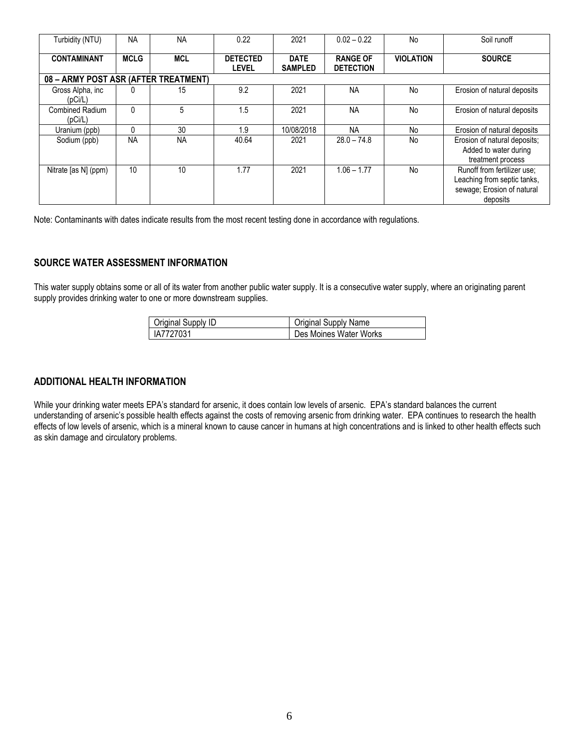| Turbidity (NTU) | NA | NA | 0.22 | 2021 | 0.02 – 0.22 | No | Soil runoff |
|---|---|---|---|---|---|---|---|
| **CONTAMINANT** | **MCLG** | **MCL** | **DETECTED LEVEL** | **DATE SAMPLED** | **RANGE OF DETECTION** | **VIOLATION** | **SOURCE** |
| **08 – ARMY POST ASR (AFTER TREATMENT)** | | | | | | | |
| Gross Alpha, inc (pCi/L) | 0 | 15 | 9.2 | 2021 | NA | No | Erosion of natural deposits |
| Combined Radium (pCi/L) | 0 | 5 | 1.5 | 2021 | NA | No | Erosion of natural deposits |
| Uranium (ppb) | 0 | 30 | 1.9 | 10/08/2018 | NA | No | Erosion of natural deposits |
| Sodium (ppb) | NA | NA | 40.64 | 2021 | 28.0 – 74.8 | No | Erosion of natural deposits; Added to water during treatment process |
| Nitrate [as N] (ppm) | 10 | 10 | 1.77 | 2021 | 1.06 – 1.77 | No | Runoff from fertilizer use; Leaching from septic tanks, sewage; Erosion of natural deposits |

Note: Contaminants with dates indicate results from the most recent testing done in accordance with regulations.

## SOURCE WATER ASSESSMENT INFORMATION

This water supply obtains some or all of its water from another public water supply. It is a consecutive water supply, where an originating parent supply provides drinking water to one or more downstream supplies.

| Original Supply ID | Original Supply Name |
|---|---|
| IA7727031 | Des Moines Water Works |

## ADDITIONAL HEALTH INFORMATION

While your drinking water meets EPA's standard for arsenic, it does contain low levels of arsenic. EPA's standard balances the current understanding of arsenic's possible health effects against the costs of removing arsenic from drinking water. EPA continues to research the health effects of low levels of arsenic, which is a mineral known to cause cancer in humans at high concentrations and is linked to other health effects such as skin damage and circulatory problems.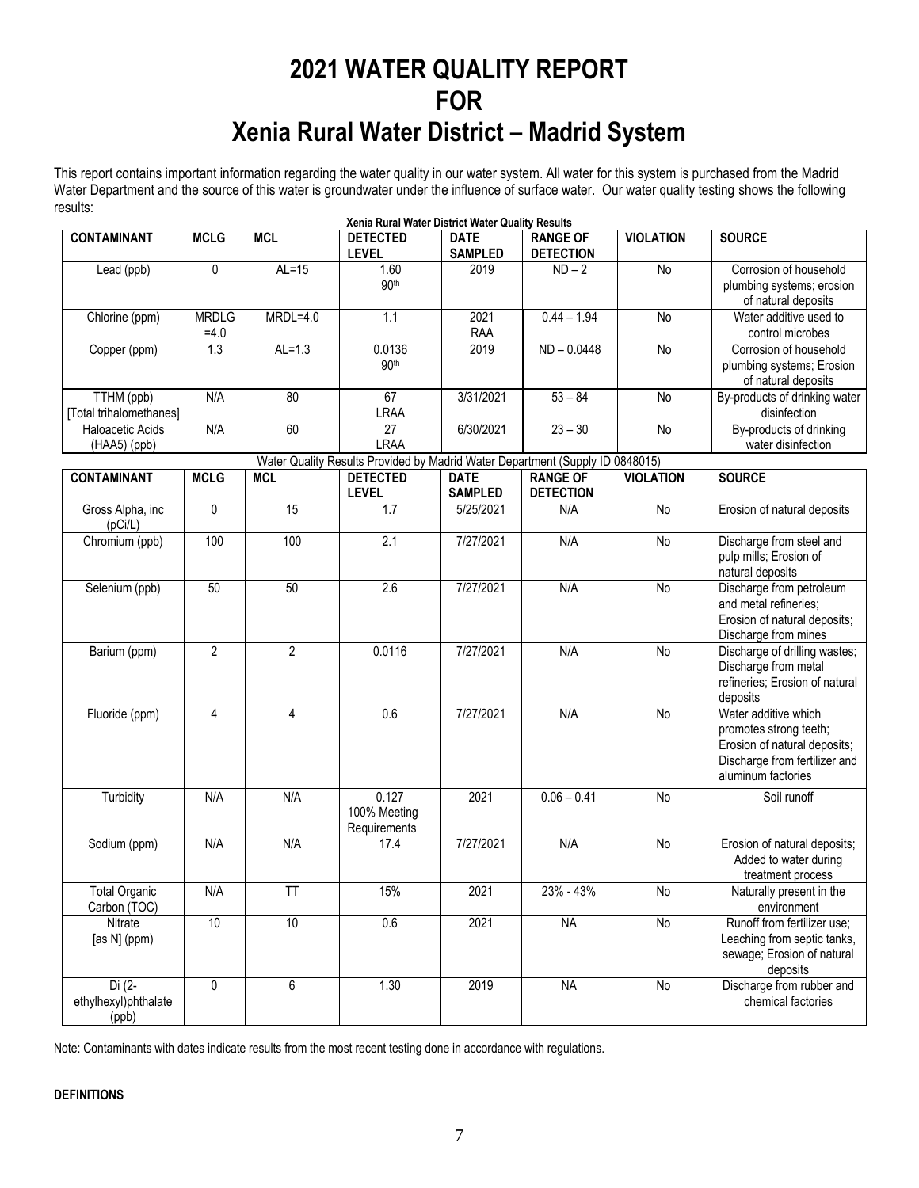# 2021 WATER QUALITY REPORT FOR Xenia Rural Water District – Madrid System

This report contains important information regarding the water quality in our water system. All water for this system is purchased from the Madrid Water Department and the source of this water is groundwater under the influence of surface water. Our water quality testing shows the following results:

**Xenia Rural Water District Water Quality Results**

| CONTAMINANT | MCLG | MCL | DETECTED LEVEL | DATE SAMPLED | RANGE OF DETECTION | VIOLATION | SOURCE |
|---|---|---|---|---|---|---|---|
| Lead (ppb) | 0 | AL=15 | 1.60 90th | 2019 | ND – 2 | No | Corrosion of household plumbing systems; erosion of natural deposits |
| Chlorine (ppm) | MRDLG =4.0 | MRDL=4.0 | 1.1 | 2021 RAA | 0.44 – 1.94 | No | Water additive used to control microbes |
| Copper (ppm) | 1.3 | AL=1.3 | 0.0136 90th | 2019 | ND – 0.0448 | No | Corrosion of household plumbing systems; Erosion of natural deposits |
| TTHM (ppb) [Total trihalomethanes] | N/A | 80 | 67 LRAA | 3/31/2021 | 53 – 84 | No | By-products of drinking water disinfection |
| Haloacetic Acids (HAA5) (ppb) | N/A | 60 | 27 LRAA | 6/30/2021 | 23 – 30 | No | By-products of drinking water disinfection |

Water Quality Results Provided by Madrid Water Department (Supply ID 0848015)

| CONTAMINANT | MCLG | MCL | DETECTED LEVEL | DATE SAMPLED | RANGE OF DETECTION | VIOLATION | SOURCE |
|---|---|---|---|---|---|---|---|
| Gross Alpha, inc (pCi/L) | 0 | 15 | 1.7 | 5/25/2021 | N/A | No | Erosion of natural deposits |
| Chromium (ppb) | 100 | 100 | 2.1 | 7/27/2021 | N/A | No | Discharge from steel and pulp mills; Erosion of natural deposits |
| Selenium (ppb) | 50 | 50 | 2.6 | 7/27/2021 | N/A | No | Discharge from petroleum and metal refineries; Erosion of natural deposits; Discharge from mines |
| Barium (ppm) | 2 | 2 | 0.0116 | 7/27/2021 | N/A | No | Discharge of drilling wastes; Discharge from metal refineries; Erosion of natural deposits |
| Fluoride (ppm) | 4 | 4 | 0.6 | 7/27/2021 | N/A | No | Water additive which promotes strong teeth; Erosion of natural deposits; Discharge from fertilizer and aluminum factories |
| Turbidity | N/A | N/A | 0.127 100% Meeting Requirements | 2021 | 0.06 – 0.41 | No | Soil runoff |
| Sodium (ppm) | N/A | N/A | 17.4 | 7/27/2021 | N/A | No | Erosion of natural deposits; Added to water during treatment process |
| Total Organic Carbon (TOC) | N/A | TT | 15% | 2021 | 23% - 43% | No | Naturally present in the environment |
| Nitrate [as N] (ppm) | 10 | 10 | 0.6 | 2021 | NA | No | Runoff from fertilizer use; Leaching from septic tanks, sewage; Erosion of natural deposits |
| Di (2-ethylhexyl)phthalate (ppb) | 0 | 6 | 1.30 | 2019 | NA | No | Discharge from rubber and chemical factories |

Note: Contaminants with dates indicate results from the most recent testing done in accordance with regulations.

**DEFINITIONS**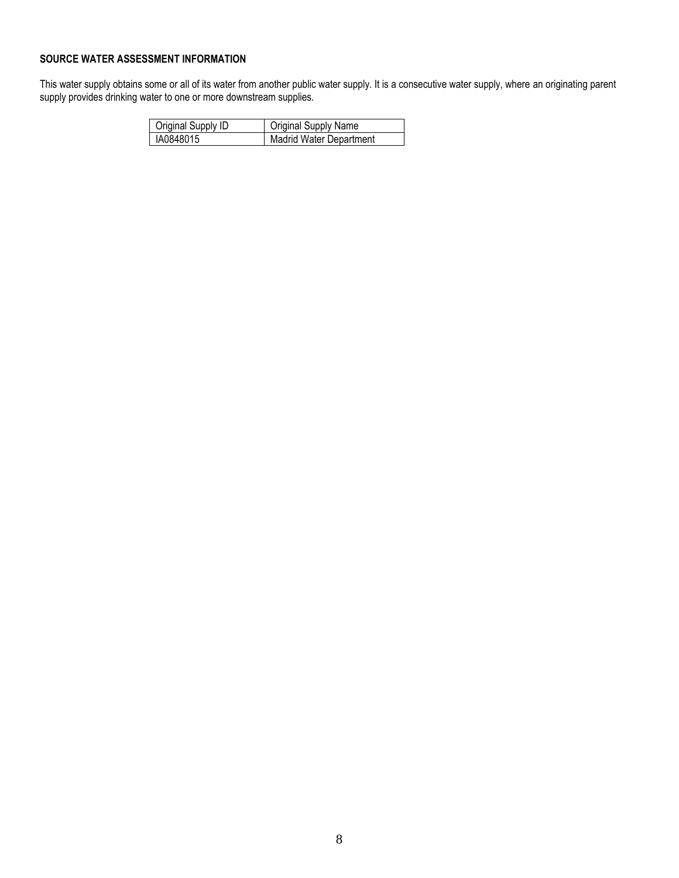**SOURCE WATER ASSESSMENT INFORMATION**

This water supply obtains some or all of its water from another public water supply. It is a consecutive water supply, where an originating parent supply provides drinking water to one or more downstream supplies.

| Original Supply ID | Original Supply Name |
|---|---|
| IA0848015 | Madrid Water Department |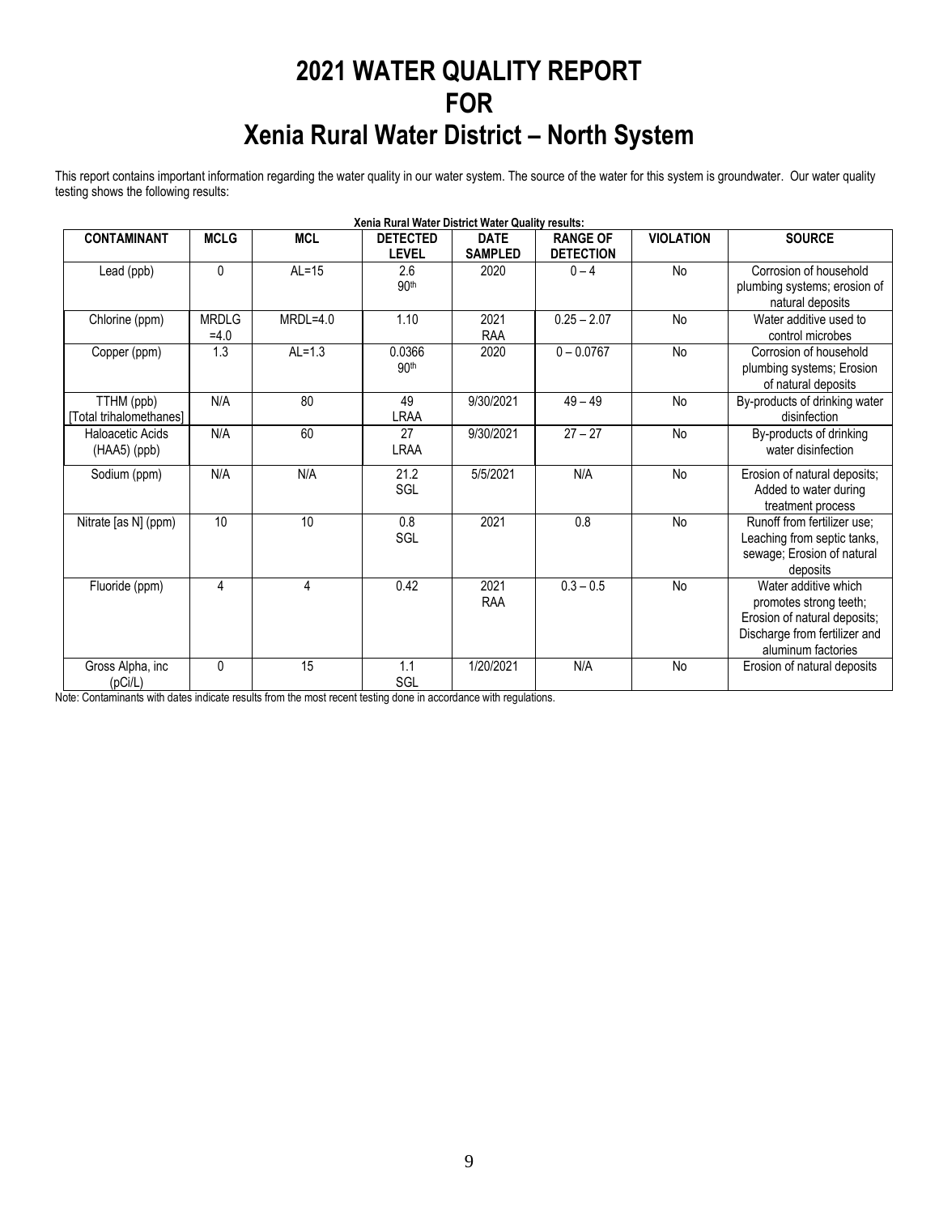# 2021 WATER QUALITY REPORT
# FOR
# Xenia Rural Water District – North System

This report contains important information regarding the water quality in our water system. The source of the water for this system is groundwater. Our water quality testing shows the following results:

**Xenia Rural Water District Water Quality results:**

| CONTAMINANT | MCLG | MCL | DETECTED LEVEL | DATE SAMPLED | RANGE OF DETECTION | VIOLATION | SOURCE |
|---|---|---|---|---|---|---|---|
| Lead (ppb) | 0 | AL=15 | 2.6 90th | 2020 | 0 – 4 | No | Corrosion of household plumbing systems; erosion of natural deposits |
| Chlorine (ppm) | MRDLG =4.0 | MRDL=4.0 | 1.10 | 2021 RAA | 0.25 – 2.07 | No | Water additive used to control microbes |
| Copper (ppm) | 1.3 | AL=1.3 | 0.0366 90th | 2020 | 0 – 0.0767 | No | Corrosion of household plumbing systems; Erosion of natural deposits |
| TTHM (ppb) [Total trihalomethanes] | N/A | 80 | 49 LRAA | 9/30/2021 | 49 – 49 | No | By-products of drinking water disinfection |
| Haloacetic Acids (HAA5) (ppb) | N/A | 60 | 27 LRAA | 9/30/2021 | 27 – 27 | No | By-products of drinking water disinfection |
| Sodium (ppm) | N/A | N/A | 21.2 SGL | 5/5/2021 | N/A | No | Erosion of natural deposits; Added to water during treatment process |
| Nitrate [as N] (ppm) | 10 | 10 | 0.8 SGL | 2021 | 0.8 | No | Runoff from fertilizer use; Leaching from septic tanks, sewage; Erosion of natural deposits |
| Fluoride (ppm) | 4 | 4 | 0.42 | 2021 RAA | 0.3 – 0.5 | No | Water additive which promotes strong teeth; Erosion of natural deposits; Discharge from fertilizer and aluminum factories |
| Gross Alpha, inc (pCi/L) | 0 | 15 | 1.1 SGL | 1/20/2021 | N/A | No | Erosion of natural deposits |

Note: Contaminants with dates indicate results from the most recent testing done in accordance with regulations.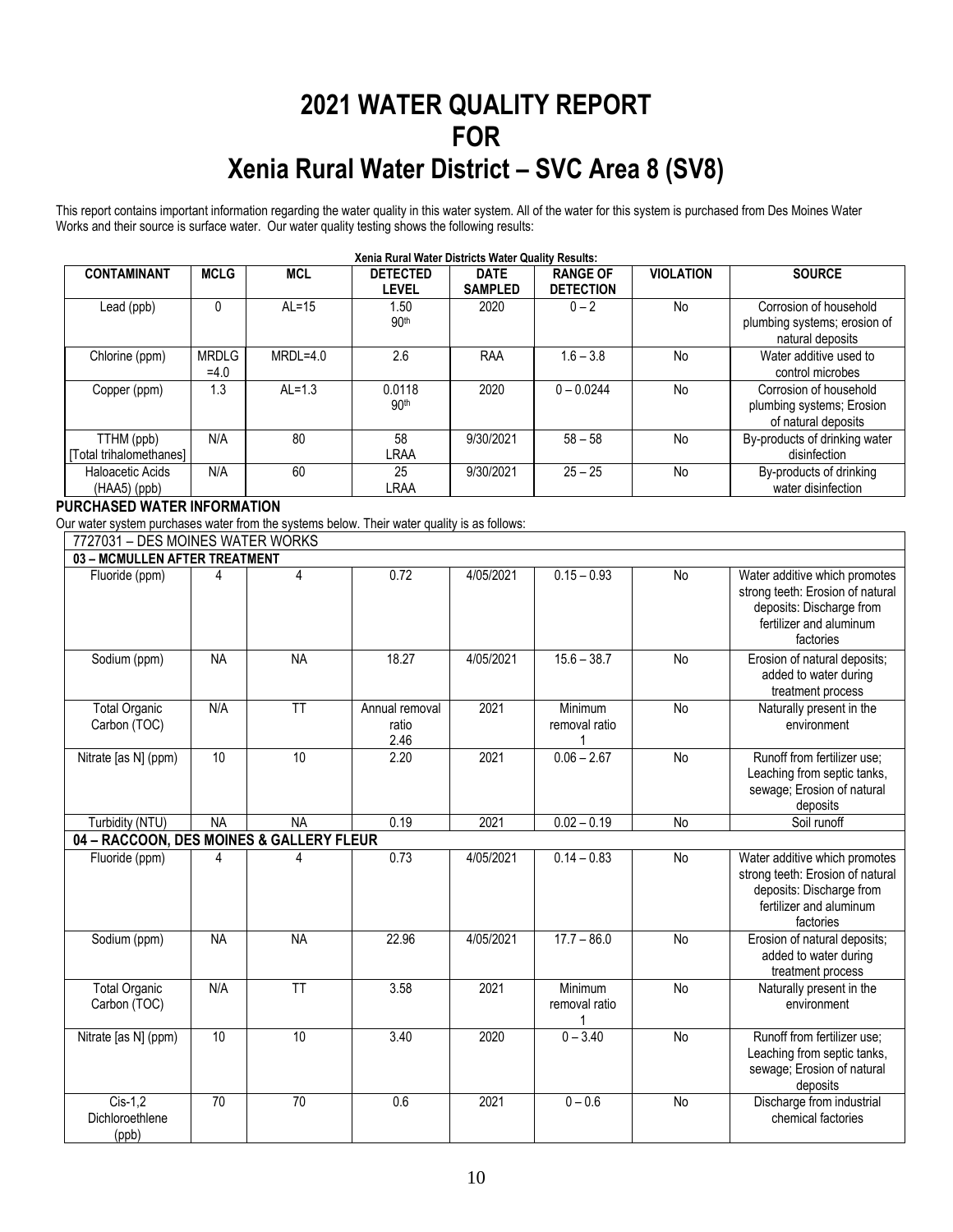# 2021 WATER QUALITY REPORT
# FOR
# Xenia Rural Water District – SVC Area 8 (SV8)

This report contains important information regarding the water quality in this water system. All of the water for this system is purchased from Des Moines Water Works and their source is surface water. Our water quality testing shows the following results:

**Xenia Rural Water Districts Water Quality Results:**

| CONTAMINANT | MCLG | MCL | DETECTED LEVEL | DATE SAMPLED | RANGE OF DETECTION | VIOLATION | SOURCE |
|---|---|---|---|---|---|---|---|
| Lead (ppb) | 0 | AL=15 | 1.50 90th | 2020 | 0 – 2 | No | Corrosion of household plumbing systems; erosion of natural deposits |
| Chlorine (ppm) | MRDLG =4.0 | MRDL=4.0 | 2.6 | RAA | 1.6 – 3.8 | No | Water additive used to control microbes |
| Copper (ppm) | 1.3 | AL=1.3 | 0.0118 90th | 2020 | 0 – 0.0244 | No | Corrosion of household plumbing systems; Erosion of natural deposits |
| TTHM (ppb) [Total trihalomethanes] | N/A | 80 | 58 LRAA | 9/30/2021 | 58 – 58 | No | By-products of drinking water disinfection |
| Haloacetic Acids (HAA5) (ppb) | N/A | 60 | 25 LRAA | 9/30/2021 | 25 – 25 | No | By-products of drinking water disinfection |

**PURCHASED WATER INFORMATION**

Our water system purchases water from the systems below. Their water quality is as follows:

| 7727031 – DES MOINES WATER WORKS | | | | | | | |
|---|---|---|---|---|---|---|---|
| **03 – MCMULLEN AFTER TREATMENT** | | | | | | | |
| Fluoride (ppm) | 4 | 4 | 0.72 | 4/05/2021 | 0.15 – 0.93 | No | Water additive which promotes strong teeth: Erosion of natural deposits: Discharge from fertilizer and aluminum factories |
| Sodium (ppm) | NA | NA | 18.27 | 4/05/2021 | 15.6 – 38.7 | No | Erosion of natural deposits; added to water during treatment process |
| Total Organic Carbon (TOC) | N/A | TT | Annual removal ratio 2.46 | 2021 | Minimum removal ratio 1 | No | Naturally present in the environment |
| Nitrate [as N] (ppm) | 10 | 10 | 2.20 | 2021 | 0.06 – 2.67 | No | Runoff from fertilizer use; Leaching from septic tanks, sewage; Erosion of natural deposits |
| Turbidity (NTU) | NA | NA | 0.19 | 2021 | 0.02 – 0.19 | No | Soil runoff |
| **04 – RACCOON, DES MOINES & GALLERY FLEUR** | | | | | | | |
| Fluoride (ppm) | 4 | 4 | 0.73 | 4/05/2021 | 0.14 – 0.83 | No | Water additive which promotes strong teeth: Erosion of natural deposits: Discharge from fertilizer and aluminum factories |
| Sodium (ppm) | NA | NA | 22.96 | 4/05/2021 | 17.7 – 86.0 | No | Erosion of natural deposits; added to water during treatment process |
| Total Organic Carbon (TOC) | N/A | TT | 3.58 | 2021 | Minimum removal ratio 1 | No | Naturally present in the environment |
| Nitrate [as N] (ppm) | 10 | 10 | 3.40 | 2020 | 0 – 3.40 | No | Runoff from fertilizer use; Leaching from septic tanks, sewage; Erosion of natural deposits |
| Cis-1,2 Dichloroethlene (ppb) | 70 | 70 | 0.6 | 2021 | 0 – 0.6 | No | Discharge from industrial chemical factories |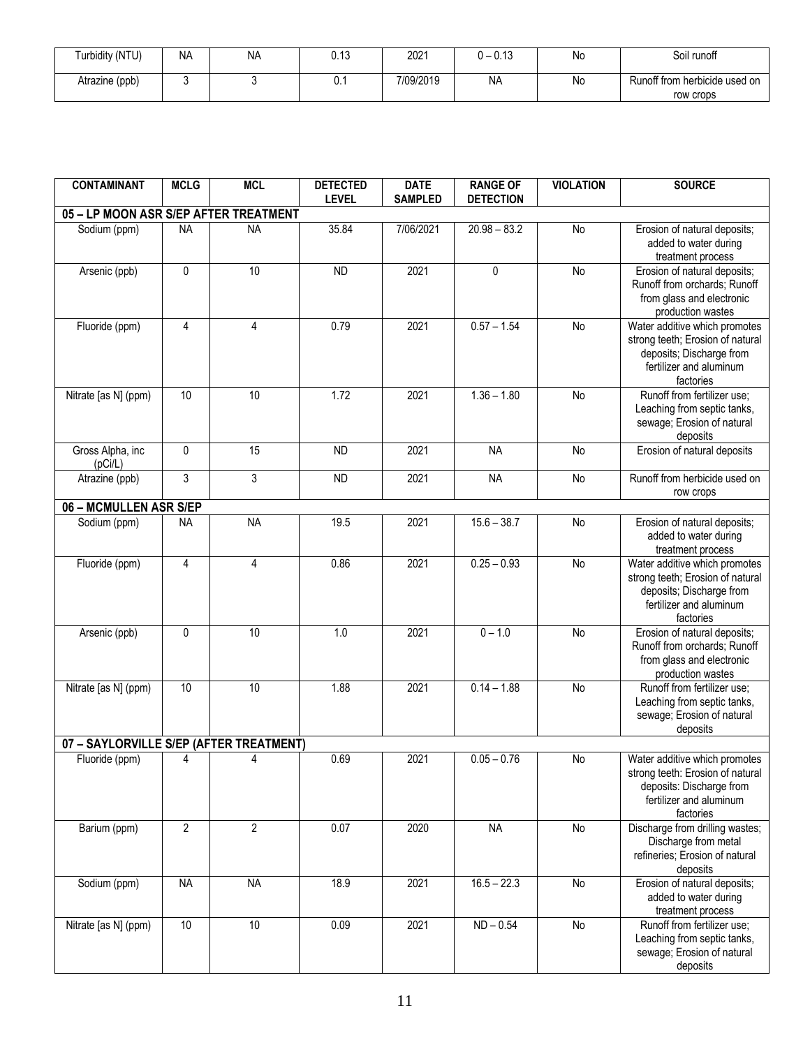| Turbidity (NTU) | NA | NA | 0.13 | 2021 | 0 – 0.13 | No | Soil runoff |
|---|---|---|---|---|---|---|---|
| Atrazine (ppb) | 3 | 3 | 0.1 | 7/09/2019 | NA | No | Runoff from herbicide used on row crops |

| CONTAMINANT | MCLG | MCL | DETECTED LEVEL | DATE SAMPLED | RANGE OF DETECTION | VIOLATION | SOURCE |
|---|---|---|---|---|---|---|---|
| **05 – LP MOON ASR S/EP AFTER TREATMENT** | | | | | | | |
| Sodium (ppm) | NA | NA | 35.84 | 7/06/2021 | 20.98 – 83.2 | No | Erosion of natural deposits; added to water during treatment process |
| Arsenic (ppb) | 0 | 10 | ND | 2021 | 0 | No | Erosion of natural deposits; Runoff from orchards; Runoff from glass and electronic production wastes |
| Fluoride (ppm) | 4 | 4 | 0.79 | 2021 | 0.57 – 1.54 | No | Water additive which promotes strong teeth; Erosion of natural deposits; Discharge from fertilizer and aluminum factories |
| Nitrate [as N] (ppm) | 10 | 10 | 1.72 | 2021 | 1.36 – 1.80 | No | Runoff from fertilizer use; Leaching from septic tanks, sewage; Erosion of natural deposits |
| Gross Alpha, inc (pCi/L) | 0 | 15 | ND | 2021 | NA | No | Erosion of natural deposits |
| Atrazine (ppb) | 3 | 3 | ND | 2021 | NA | No | Runoff from herbicide used on row crops |
| **06 – MCMULLEN ASR S/EP** | | | | | | | |
| Sodium (ppm) | NA | NA | 19.5 | 2021 | 15.6 – 38.7 | No | Erosion of natural deposits; added to water during treatment process |
| Fluoride (ppm) | 4 | 4 | 0.86 | 2021 | 0.25 – 0.93 | No | Water additive which promotes strong teeth; Erosion of natural deposits; Discharge from fertilizer and aluminum factories |
| Arsenic (ppb) | 0 | 10 | 1.0 | 2021 | 0 – 1.0 | No | Erosion of natural deposits; Runoff from orchards; Runoff from glass and electronic production wastes |
| Nitrate [as N] (ppm) | 10 | 10 | 1.88 | 2021 | 0.14 – 1.88 | No | Runoff from fertilizer use; Leaching from septic tanks, sewage; Erosion of natural deposits |
| **07 – SAYLORVILLE S/EP (AFTER TREATMENT)** | | | | | | | |
| Fluoride (ppm) | 4 | 4 | 0.69 | 2021 | 0.05 – 0.76 | No | Water additive which promotes strong teeth: Erosion of natural deposits: Discharge from fertilizer and aluminum factories |
| Barium (ppm) | 2 | 2 | 0.07 | 2020 | NA | No | Discharge from drilling wastes; Discharge from metal refineries; Erosion of natural deposits |
| Sodium (ppm) | NA | NA | 18.9 | 2021 | 16.5 – 22.3 | No | Erosion of natural deposits; added to water during treatment process |
| Nitrate [as N] (ppm) | 10 | 10 | 0.09 | 2021 | ND – 0.54 | No | Runoff from fertilizer use; Leaching from septic tanks, sewage; Erosion of natural deposits |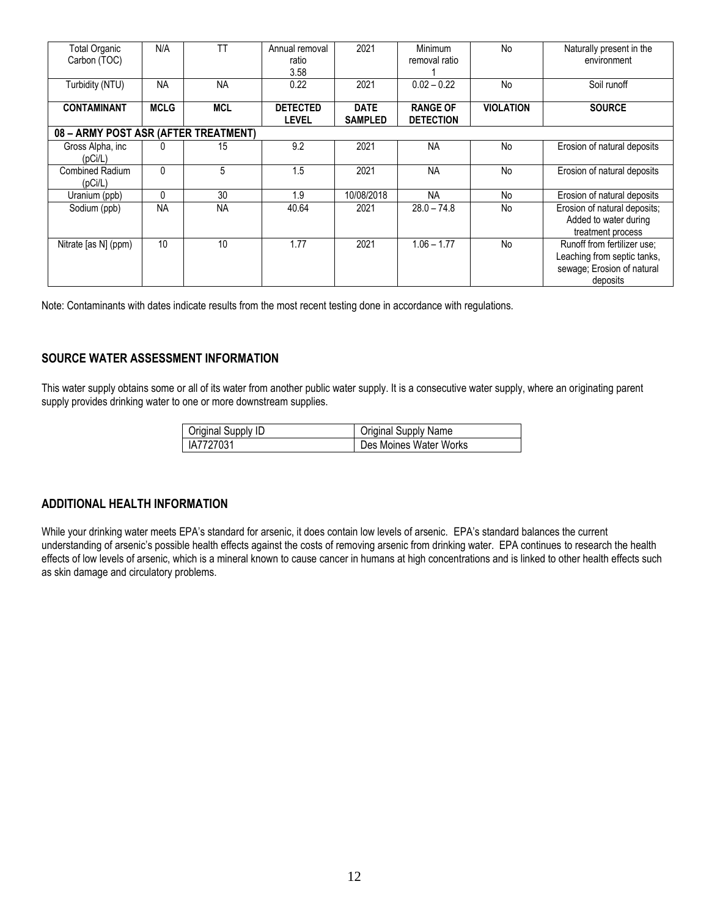| Total Organic Carbon (TOC) | N/A | TT | Annual removal ratio 3.58 | 2021 | Minimum removal ratio 1 | No | Naturally present in the environment |
|---|---|---|---|---|---|---|---|
| Turbidity (NTU) | NA | NA | 0.22 | 2021 | 0.02 – 0.22 | No | Soil runoff |
| **CONTAMINANT** | **MCLG** | **MCL** | **DETECTED LEVEL** | **DATE SAMPLED** | **RANGE OF DETECTION** | **VIOLATION** | **SOURCE** |
| **08 – ARMY POST ASR (AFTER TREATMENT)** | | | | | | | |
| Gross Alpha, inc (pCi/L) | 0 | 15 | 9.2 | 2021 | NA | No | Erosion of natural deposits |
| Combined Radium (pCi/L) | 0 | 5 | 1.5 | 2021 | NA | No | Erosion of natural deposits |
| Uranium (ppb) | 0 | 30 | 1.9 | 10/08/2018 | NA | No | Erosion of natural deposits |
| Sodium (ppb) | NA | NA | 40.64 | 2021 | 28.0 – 74.8 | No | Erosion of natural deposits; Added to water during treatment process |
| Nitrate [as N] (ppm) | 10 | 10 | 1.77 | 2021 | 1.06 – 1.77 | No | Runoff from fertilizer use; Leaching from septic tanks, sewage; Erosion of natural deposits |

Note: Contaminants with dates indicate results from the most recent testing done in accordance with regulations.

## SOURCE WATER ASSESSMENT INFORMATION

This water supply obtains some or all of its water from another public water supply. It is a consecutive water supply, where an originating parent supply provides drinking water to one or more downstream supplies.

| Original Supply ID | Original Supply Name |
|---|---|
| IA7727031 | Des Moines Water Works |

## ADDITIONAL HEALTH INFORMATION

While your drinking water meets EPA's standard for arsenic, it does contain low levels of arsenic. EPA's standard balances the current understanding of arsenic's possible health effects against the costs of removing arsenic from drinking water. EPA continues to research the health effects of low levels of arsenic, which is a mineral known to cause cancer in humans at high concentrations and is linked to other health effects such as skin damage and circulatory problems.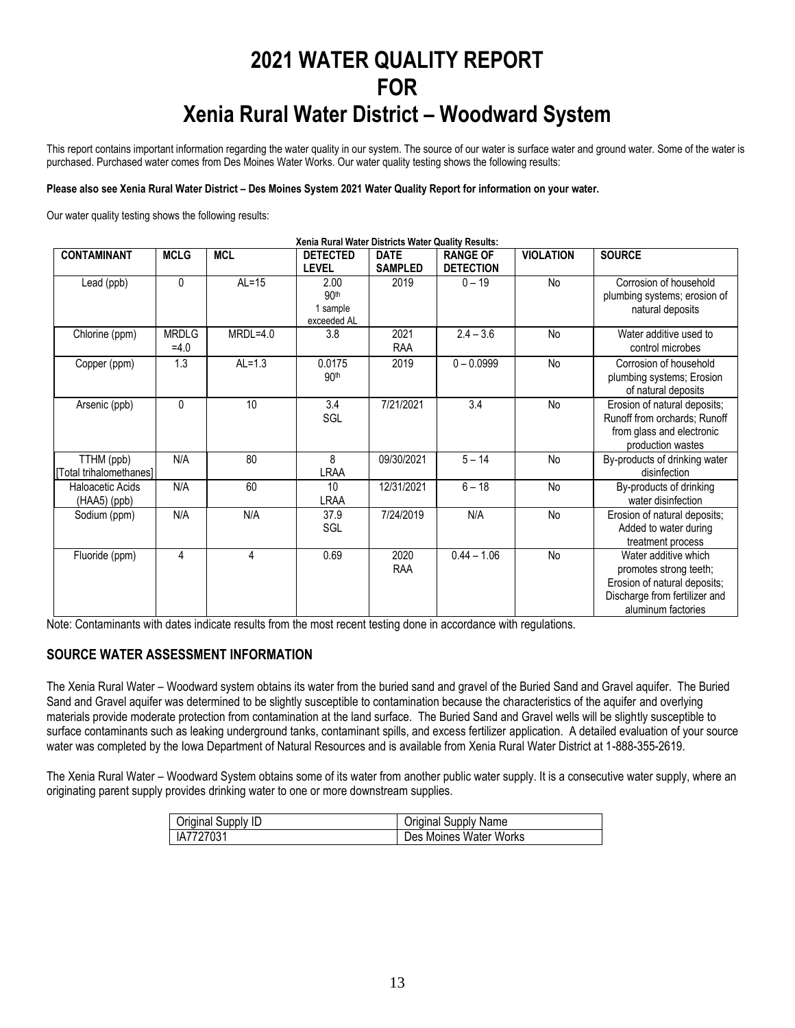# 2021 WATER QUALITY REPORT
# FOR
# Xenia Rural Water District – Woodward System

This report contains important information regarding the water quality in our system. The source of our water is surface water and ground water. Some of the water is purchased. Purchased water comes from Des Moines Water Works. Our water quality testing shows the following results:

**Please also see Xenia Rural Water District – Des Moines System 2021 Water Quality Report for information on your water.**

Our water quality testing shows the following results:

**Xenia Rural Water Districts Water Quality Results:**

| CONTAMINANT | MCLG | MCL | DETECTED LEVEL | DATE SAMPLED | RANGE OF DETECTION | VIOLATION | SOURCE |
|---|---|---|---|---|---|---|---|
| Lead (ppb) | 0 | AL=15 | 2.00 90th 1 sample exceeded AL | 2019 | 0 – 19 | No | Corrosion of household plumbing systems; erosion of natural deposits |
| Chlorine (ppm) | MRDLG =4.0 | MRDL=4.0 | 3.8 | 2021 RAA | 2.4 – 3.6 | No | Water additive used to control microbes |
| Copper (ppm) | 1.3 | AL=1.3 | 0.0175 90th | 2019 | 0 – 0.0999 | No | Corrosion of household plumbing systems; Erosion of natural deposits |
| Arsenic (ppb) | 0 | 10 | 3.4 SGL | 7/21/2021 | 3.4 | No | Erosion of natural deposits; Runoff from orchards; Runoff from glass and electronic production wastes |
| TTHM (ppb) [Total trihalomethanes] | N/A | 80 | 8 LRAA | 09/30/2021 | 5 – 14 | No | By-products of drinking water disinfection |
| Haloacetic Acids (HAA5) (ppb) | N/A | 60 | 10 LRAA | 12/31/2021 | 6 – 18 | No | By-products of drinking water disinfection |
| Sodium (ppm) | N/A | N/A | 37.9 SGL | 7/24/2019 | N/A | No | Erosion of natural deposits; Added to water during treatment process |
| Fluoride (ppm) | 4 | 4 | 0.69 | 2020 RAA | 0.44 – 1.06 | No | Water additive which promotes strong teeth; Erosion of natural deposits; Discharge from fertilizer and aluminum factories |

Note: Contaminants with dates indicate results from the most recent testing done in accordance with regulations.

## SOURCE WATER ASSESSMENT INFORMATION

The Xenia Rural Water – Woodward system obtains its water from the buried sand and gravel of the Buried Sand and Gravel aquifer. The Buried Sand and Gravel aquifer was determined to be slightly susceptible to contamination because the characteristics of the aquifer and overlying materials provide moderate protection from contamination at the land surface. The Buried Sand and Gravel wells will be slightly susceptible to surface contaminants such as leaking underground tanks, contaminant spills, and excess fertilizer application. A detailed evaluation of your source water was completed by the Iowa Department of Natural Resources and is available from Xenia Rural Water District at 1-888-355-2619.

The Xenia Rural Water – Woodward System obtains some of its water from another public water supply. It is a consecutive water supply, where an originating parent supply provides drinking water to one or more downstream supplies.

| Original Supply ID | Original Supply Name |
|---|---|
| IA7727031 | Des Moines Water Works |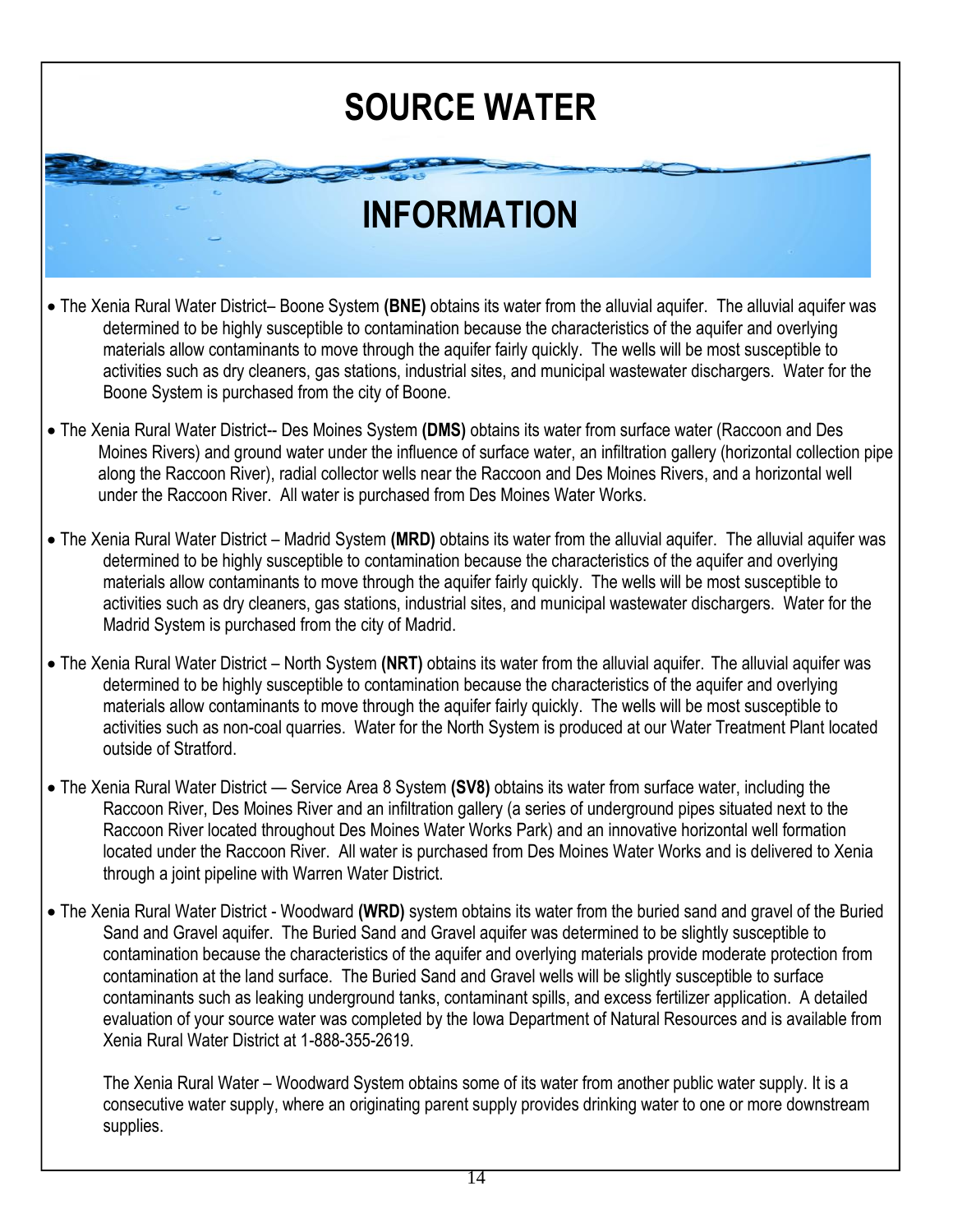# SOURCE WATER

# INFORMATION

- The Xenia Rural Water District– Boone System **(BNE)** obtains its water from the alluvial aquifer. The alluvial aquifer was determined to be highly susceptible to contamination because the characteristics of the aquifer and overlying materials allow contaminants to move through the aquifer fairly quickly. The wells will be most susceptible to activities such as dry cleaners, gas stations, industrial sites, and municipal wastewater dischargers. Water for the Boone System is purchased from the city of Boone.

- The Xenia Rural Water District-- Des Moines System **(DMS)** obtains its water from surface water (Raccoon and Des Moines Rivers) and ground water under the influence of surface water, an infiltration gallery (horizontal collection pipe along the Raccoon River), radial collector wells near the Raccoon and Des Moines Rivers, and a horizontal well under the Raccoon River. All water is purchased from Des Moines Water Works.

- The Xenia Rural Water District – Madrid System **(MRD)** obtains its water from the alluvial aquifer. The alluvial aquifer was determined to be highly susceptible to contamination because the characteristics of the aquifer and overlying materials allow contaminants to move through the aquifer fairly quickly. The wells will be most susceptible to activities such as dry cleaners, gas stations, industrial sites, and municipal wastewater dischargers. Water for the Madrid System is purchased from the city of Madrid.

- The Xenia Rural Water District – North System **(NRT)** obtains its water from the alluvial aquifer. The alluvial aquifer was determined to be highly susceptible to contamination because the characteristics of the aquifer and overlying materials allow contaminants to move through the aquifer fairly quickly. The wells will be most susceptible to activities such as non-coal quarries. Water for the North System is produced at our Water Treatment Plant located outside of Stratford.

- The Xenia Rural Water District — Service Area 8 System **(SV8)** obtains its water from surface water, including the Raccoon River, Des Moines River and an infiltration gallery (a series of underground pipes situated next to the Raccoon River located throughout Des Moines Water Works Park) and an innovative horizontal well formation located under the Raccoon River. All water is purchased from Des Moines Water Works and is delivered to Xenia through a joint pipeline with Warren Water District.

- The Xenia Rural Water District - Woodward **(WRD)** system obtains its water from the buried sand and gravel of the Buried Sand and Gravel aquifer. The Buried Sand and Gravel aquifer was determined to be slightly susceptible to contamination because the characteristics of the aquifer and overlying materials provide moderate protection from contamination at the land surface. The Buried Sand and Gravel wells will be slightly susceptible to surface contaminants such as leaking underground tanks, contaminant spills, and excess fertilizer application. A detailed evaluation of your source water was completed by the Iowa Department of Natural Resources and is available from Xenia Rural Water District at 1-888-355-2619.

  The Xenia Rural Water – Woodward System obtains some of its water from another public water supply. It is a consecutive water supply, where an originating parent supply provides drinking water to one or more downstream supplies.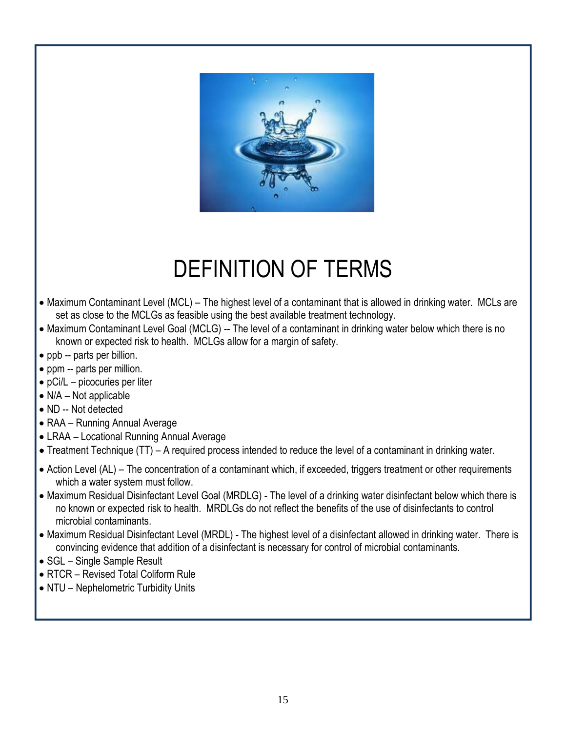# DEFINITION OF TERMS

- Maximum Contaminant Level (MCL) – The highest level of a contaminant that is allowed in drinking water. MCLs are set as close to the MCLGs as feasible using the best available treatment technology.
- Maximum Contaminant Level Goal (MCLG) -- The level of a contaminant in drinking water below which there is no known or expected risk to health. MCLGs allow for a margin of safety.
- ppb -- parts per billion.
- ppm -- parts per million.
- pCi/L – picocuries per liter
- N/A – Not applicable
- ND -- Not detected
- RAA – Running Annual Average
- LRAA – Locational Running Annual Average
- Treatment Technique (TT) – A required process intended to reduce the level of a contaminant in drinking water.
- Action Level (AL) – The concentration of a contaminant which, if exceeded, triggers treatment or other requirements which a water system must follow.
- Maximum Residual Disinfectant Level Goal (MRDLG) - The level of a drinking water disinfectant below which there is no known or expected risk to health. MRDLGs do not reflect the benefits of the use of disinfectants to control microbial contaminants.
- Maximum Residual Disinfectant Level (MRDL) - The highest level of a disinfectant allowed in drinking water. There is convincing evidence that addition of a disinfectant is necessary for control of microbial contaminants.
- SGL – Single Sample Result
- RTCR – Revised Total Coliform Rule
- NTU – Nephelometric Turbidity Units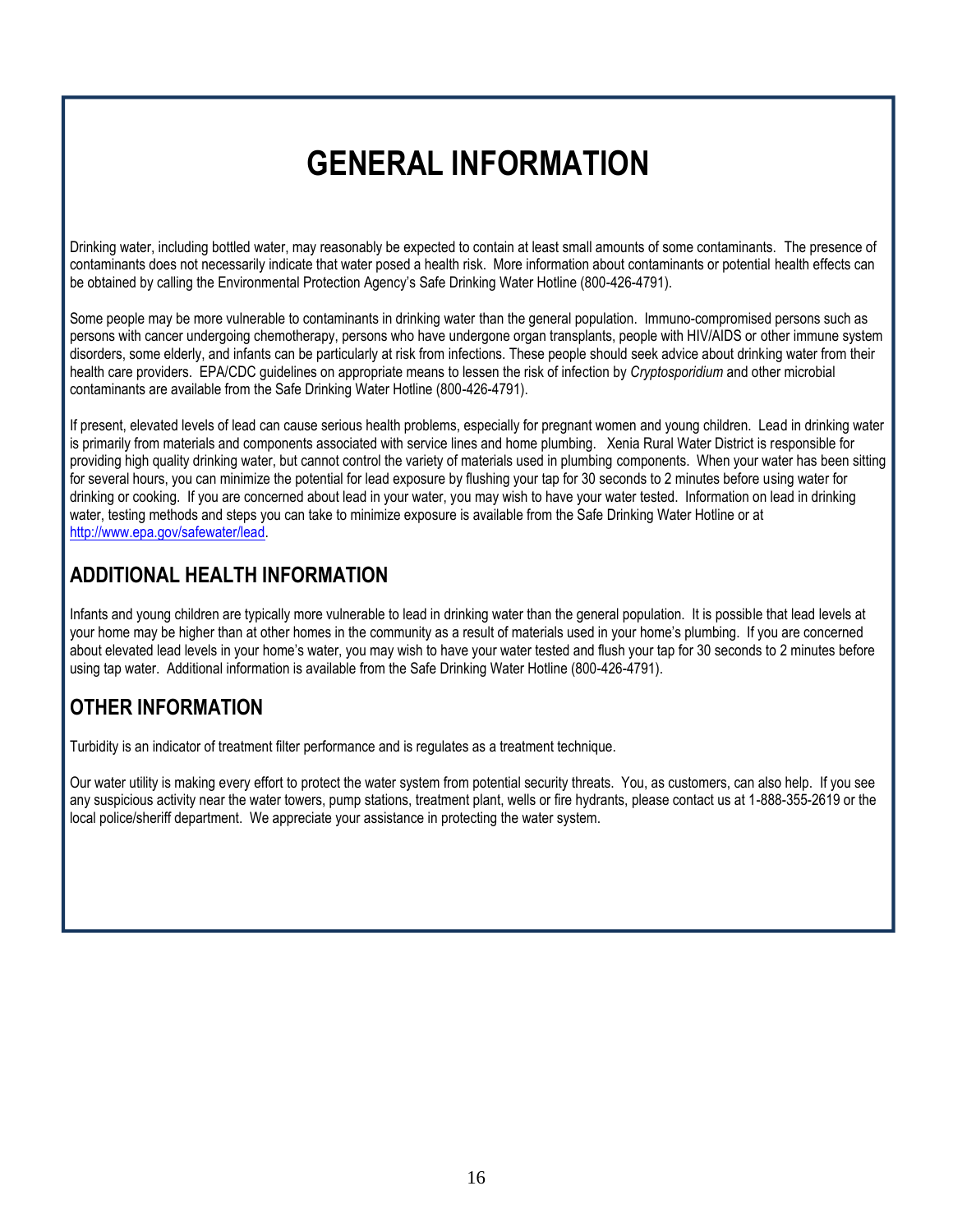# GENERAL INFORMATION

Drinking water, including bottled water, may reasonably be expected to contain at least small amounts of some contaminants. The presence of contaminants does not necessarily indicate that water posed a health risk. More information about contaminants or potential health effects can be obtained by calling the Environmental Protection Agency's Safe Drinking Water Hotline (800-426-4791).

Some people may be more vulnerable to contaminants in drinking water than the general population. Immuno-compromised persons such as persons with cancer undergoing chemotherapy, persons who have undergone organ transplants, people with HIV/AIDS or other immune system disorders, some elderly, and infants can be particularly at risk from infections. These people should seek advice about drinking water from their health care providers. EPA/CDC guidelines on appropriate means to lessen the risk of infection by *Cryptosporidium* and other microbial contaminants are available from the Safe Drinking Water Hotline (800-426-4791).

If present, elevated levels of lead can cause serious health problems, especially for pregnant women and young children. Lead in drinking water is primarily from materials and components associated with service lines and home plumbing. Xenia Rural Water District is responsible for providing high quality drinking water, but cannot control the variety of materials used in plumbing components. When your water has been sitting for several hours, you can minimize the potential for lead exposure by flushing your tap for 30 seconds to 2 minutes before using water for drinking or cooking. If you are concerned about lead in your water, you may wish to have your water tested. Information on lead in drinking water, testing methods and steps you can take to minimize exposure is available from the Safe Drinking Water Hotline or at [http://www.epa.gov/safewater/lead](http://www.epa.gov/safewater/lead).

## ADDITIONAL HEALTH INFORMATION

Infants and young children are typically more vulnerable to lead in drinking water than the general population. It is possible that lead levels at your home may be higher than at other homes in the community as a result of materials used in your home's plumbing. If you are concerned about elevated lead levels in your home's water, you may wish to have your water tested and flush your tap for 30 seconds to 2 minutes before using tap water. Additional information is available from the Safe Drinking Water Hotline (800-426-4791).

## OTHER INFORMATION

Turbidity is an indicator of treatment filter performance and is regulates as a treatment technique.

Our water utility is making every effort to protect the water system from potential security threats. You, as customers, can also help. If you see any suspicious activity near the water towers, pump stations, treatment plant, wells or fire hydrants, please contact us at 1-888-355-2619 or the local police/sheriff department. We appreciate your assistance in protecting the water system.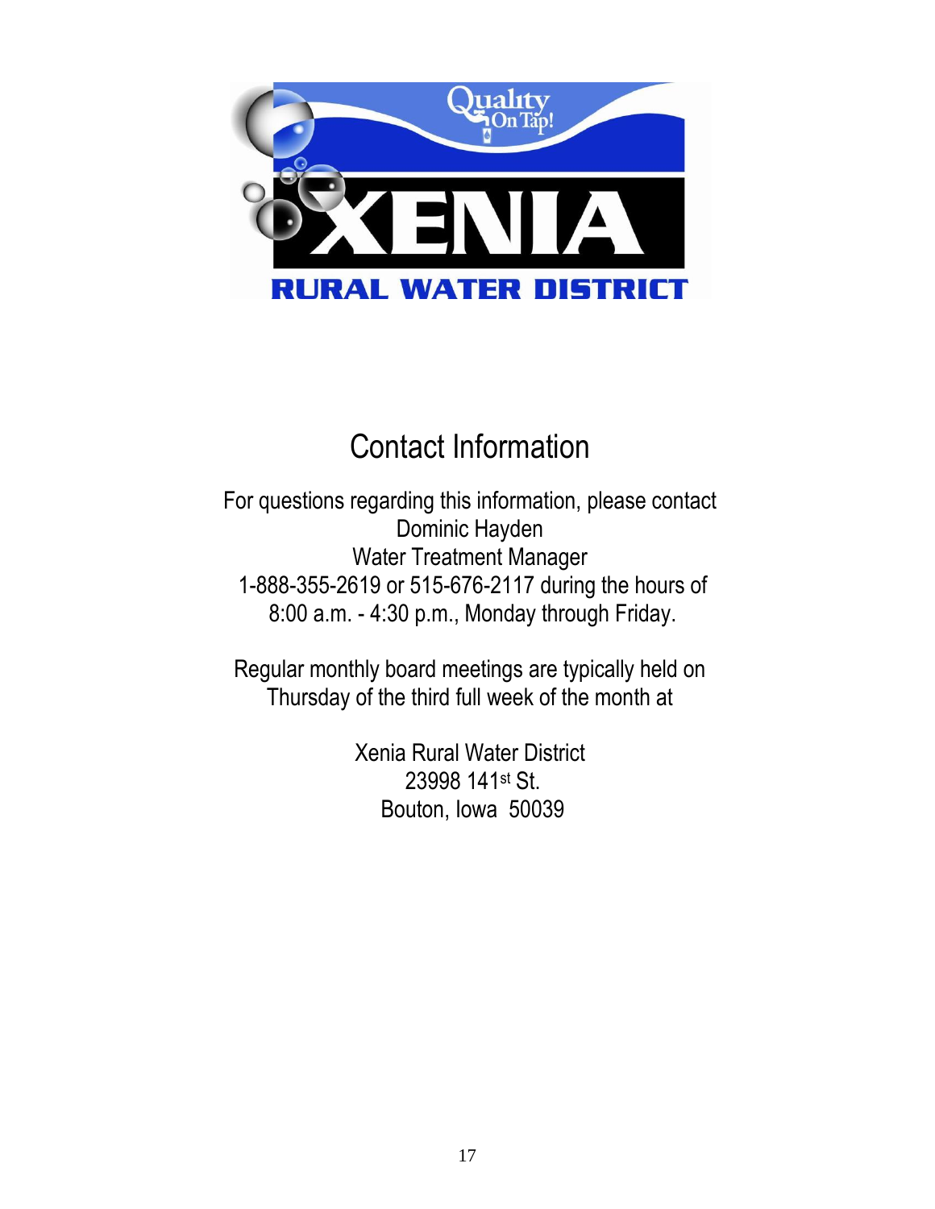# Contact Information

For questions regarding this information, please contact
Dominic Hayden
Water Treatment Manager
1-888-355-2619 or 515-676-2117 during the hours of
8:00 a.m. - 4:30 p.m., Monday through Friday.

Regular monthly board meetings are typically held on
Thursday of the third full week of the month at

Xenia Rural Water District
23998 141st St.
Bouton, Iowa 50039